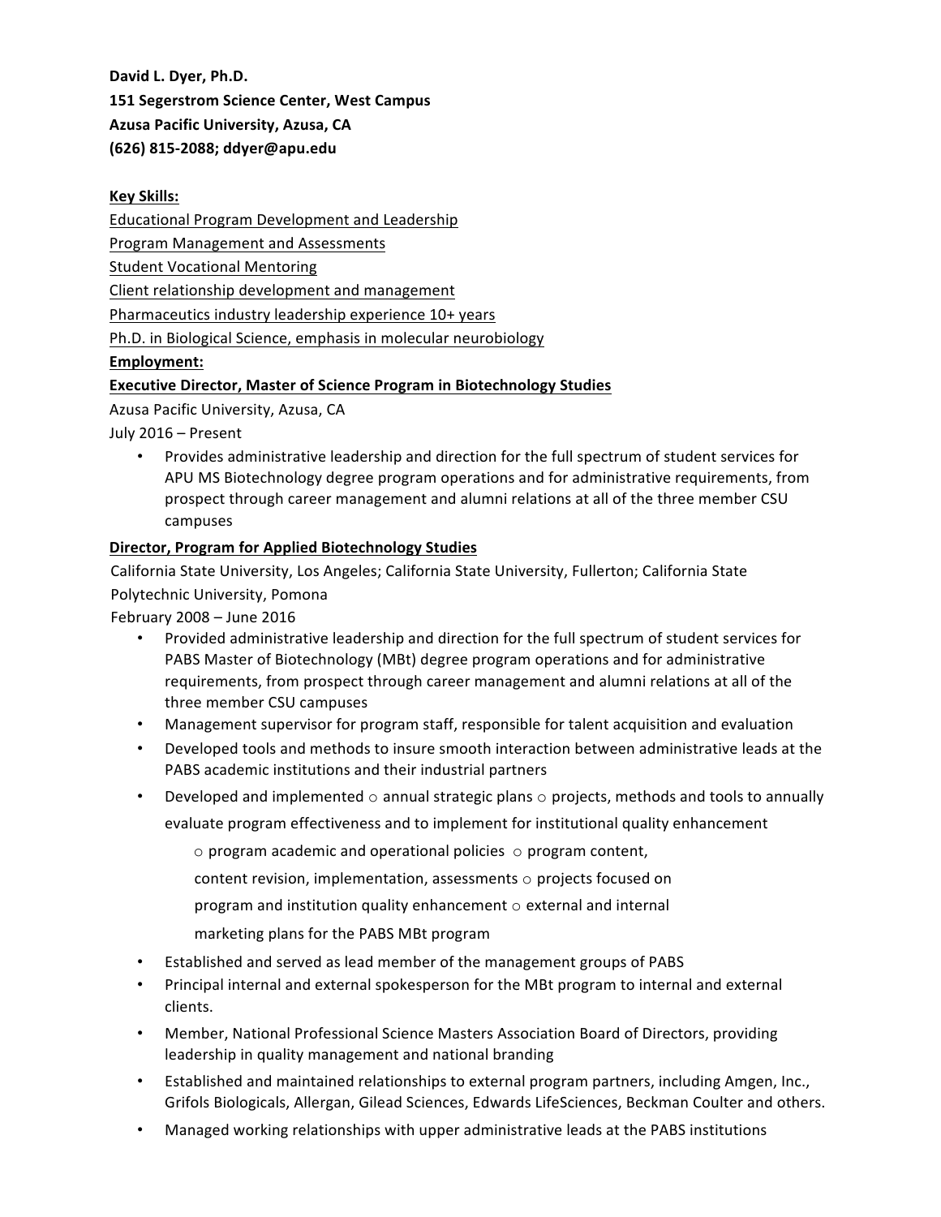**David L. Dyer, Ph.D.**

**151 Segerstrom Science Center, West Campus**

**Azusa Pacific University, Azusa, CA**

**(626) 815-2088; ddyer@apu.edu**

**Key Skills:**

Educational Program Development and Leadership

Program Management and Assessments

Student Vocational Mentoring

Client relationship development and management

Pharmaceutics industry leadership experience 10+ years

Ph.D. in Biological Science, emphasis in molecular neurobiology

**Employment:**

**Executive Director, Master of Science Program in Biotechnology Studies**

Azusa Pacific University, Azusa, CA

July 2016 – Present

- Provides administrative leadership and direction for the full spectrum of student services for APU MS Biotechnology degree program operations and for administrative requirements, from prospect through career management and alumni relations at all of the three member CSU campuses

**Director, Program for Applied Biotechnology Studies**

California State University, Los Angeles; California State University, Fullerton; California State Polytechnic University, Pomona

February 2008 – June 2016

- Provided administrative leadership and direction for the full spectrum of student services for PABS Master of Biotechnology (MBt) degree program operations and for administrative requirements, from prospect through career management and alumni relations at all of the three member CSU campuses
- Management supervisor for program staff, responsible for talent acquisition and evaluation
- Developed tools and methods to insure smooth interaction between administrative leads at the PABS academic institutions and their industrial partners
- Developed and implemented ○ annual strategic plans ○ projects, methods and tools to annually evaluate program effectiveness and to implement for institutional quality enhancement ○ program academic and operational policies ○ program content, content revision, implementation, assessments ○ projects focused on program and institution quality enhancement ○ external and internal marketing plans for the PABS MBt program
- Established and served as lead member of the management groups of PABS
- Principal internal and external spokesperson for the MBt program to internal and external clients.
- Member, National Professional Science Masters Association Board of Directors, providing leadership in quality management and national branding
- Established and maintained relationships to external program partners, including Amgen, Inc., Grifols Biologicals, Allergan, Gilead Sciences, Edwards LifeSciences, Beckman Coulter and others.
- Managed working relationships with upper administrative leads at the PABS institutions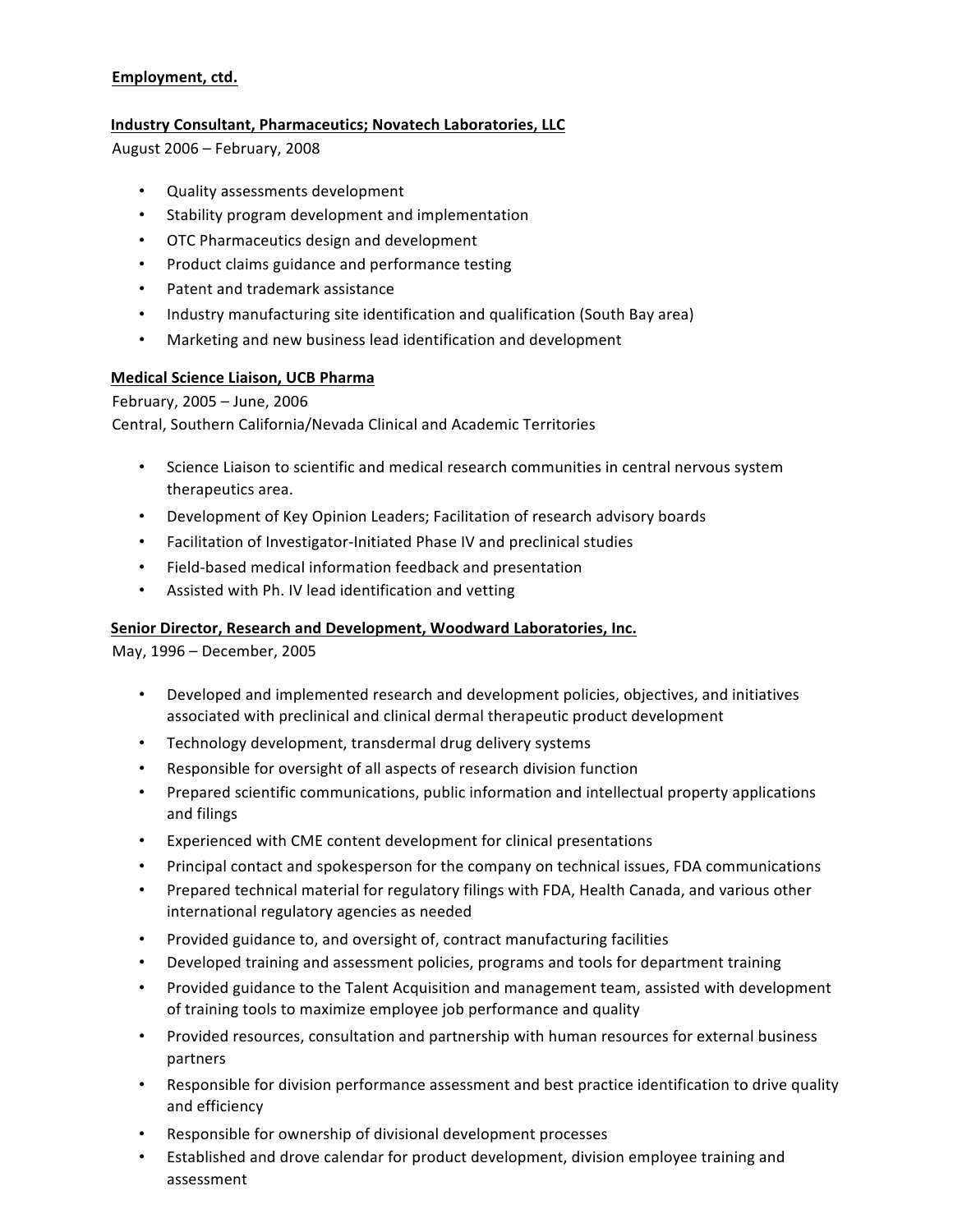**Employment, ctd.**

**Industry Consultant, Pharmaceutics; Novatech Laboratories, LLC**

August 2006 – February, 2008

- Quality assessments development
- Stability program development and implementation
- OTC Pharmaceutics design and development
- Product claims guidance and performance testing
- Patent and trademark assistance
- Industry manufacturing site identification and qualification (South Bay area)
- Marketing and new business lead identification and development

**Medical Science Liaison, UCB Pharma**

February, 2005 – June, 2006

Central, Southern California/Nevada Clinical and Academic Territories

- Science Liaison to scientific and medical research communities in central nervous system therapeutics area.
- Development of Key Opinion Leaders; Facilitation of research advisory boards
- Facilitation of Investigator-Initiated Phase IV and preclinical studies
- Field-based medical information feedback and presentation
- Assisted with Ph. IV lead identification and vetting

**Senior Director, Research and Development, Woodward Laboratories, Inc.**

May, 1996 – December, 2005

- Developed and implemented research and development policies, objectives, and initiatives associated with preclinical and clinical dermal therapeutic product development
- Technology development, transdermal drug delivery systems
- Responsible for oversight of all aspects of research division function
- Prepared scientific communications, public information and intellectual property applications and filings
- Experienced with CME content development for clinical presentations
- Principal contact and spokesperson for the company on technical issues, FDA communications
- Prepared technical material for regulatory filings with FDA, Health Canada, and various other international regulatory agencies as needed
- Provided guidance to, and oversight of, contract manufacturing facilities
- Developed training and assessment policies, programs and tools for department training
- Provided guidance to the Talent Acquisition and management team, assisted with development of training tools to maximize employee job performance and quality
- Provided resources, consultation and partnership with human resources for external business partners
- Responsible for division performance assessment and best practice identification to drive quality and efficiency
- Responsible for ownership of divisional development processes
- Established and drove calendar for product development, division employee training and assessment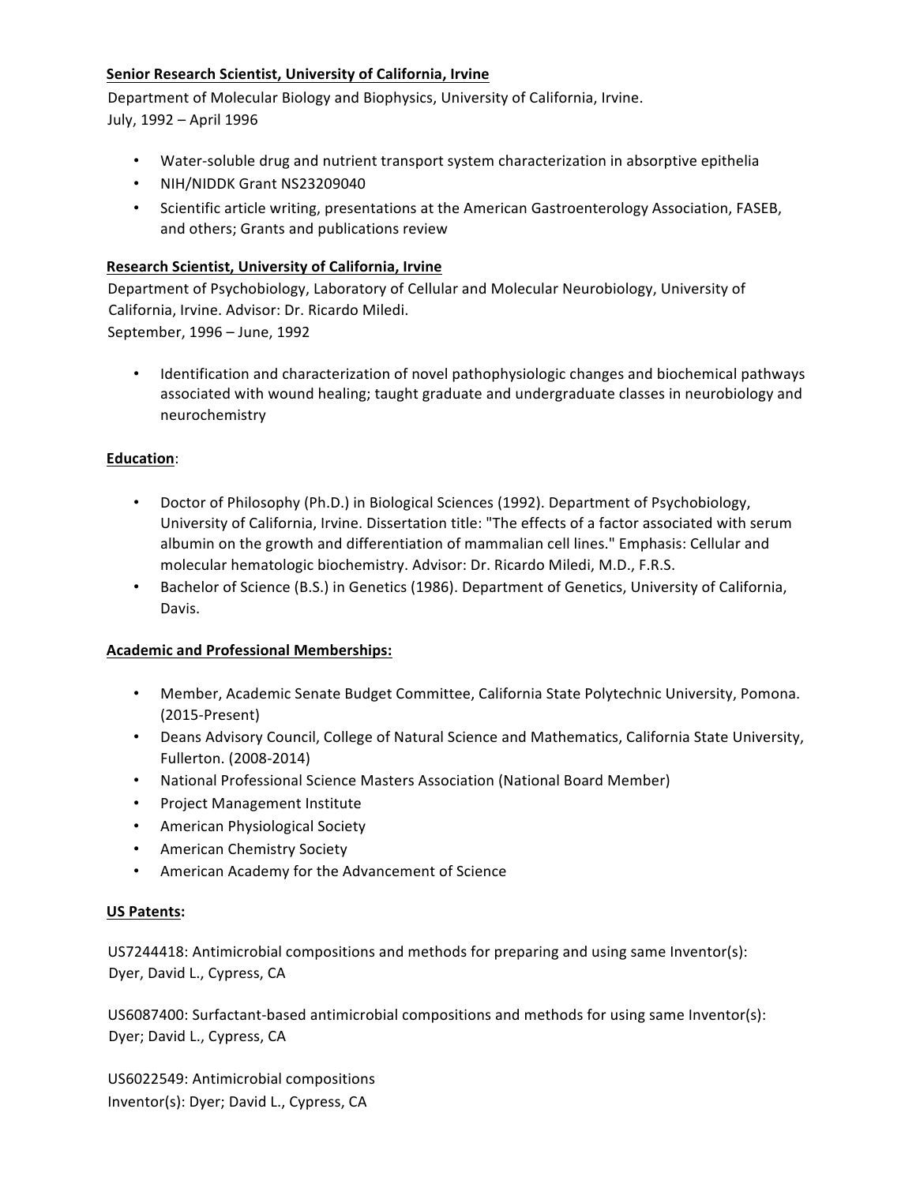**<u>Senior Research Scientist, University of California, Irvine</u>**

Department of Molecular Biology and Biophysics, University of California, Irvine.
July, 1992 – April 1996

- Water-soluble drug and nutrient transport system characterization in absorptive epithelia
- NIH/NIDDK Grant NS23209040
- Scientific article writing, presentations at the American Gastroenterology Association, FASEB, and others; Grants and publications review

**<u>Research Scientist, University of California, Irvine</u>**

Department of Psychobiology, Laboratory of Cellular and Molecular Neurobiology, University of California, Irvine. Advisor: Dr. Ricardo Miledi.
September, 1996 – June, 1992

- Identification and characterization of novel pathophysiologic changes and biochemical pathways associated with wound healing; taught graduate and undergraduate classes in neurobiology and neurochemistry

**<u>Education</u>**:

- Doctor of Philosophy (Ph.D.) in Biological Sciences (1992). Department of Psychobiology, University of California, Irvine. Dissertation title: "The effects of a factor associated with serum albumin on the growth and differentiation of mammalian cell lines." Emphasis: Cellular and molecular hematologic biochemistry. Advisor: Dr. Ricardo Miledi, M.D., F.R.S.
- Bachelor of Science (B.S.) in Genetics (1986). Department of Genetics, University of California, Davis.

**<u>Academic and Professional Memberships:</u>**

- Member, Academic Senate Budget Committee, California State Polytechnic University, Pomona. (2015-Present)
- Deans Advisory Council, College of Natural Science and Mathematics, California State University, Fullerton. (2008-2014)
- National Professional Science Masters Association (National Board Member)
- Project Management Institute
- American Physiological Society
- American Chemistry Society
- American Academy for the Advancement of Science

**<u>US Patents:</u>**

US7244418: Antimicrobial compositions and methods for preparing and using same Inventor(s): Dyer, David L., Cypress, CA

US6087400: Surfactant-based antimicrobial compositions and methods for using same Inventor(s): Dyer; David L., Cypress, CA

US6022549: Antimicrobial compositions
Inventor(s): Dyer; David L., Cypress, CA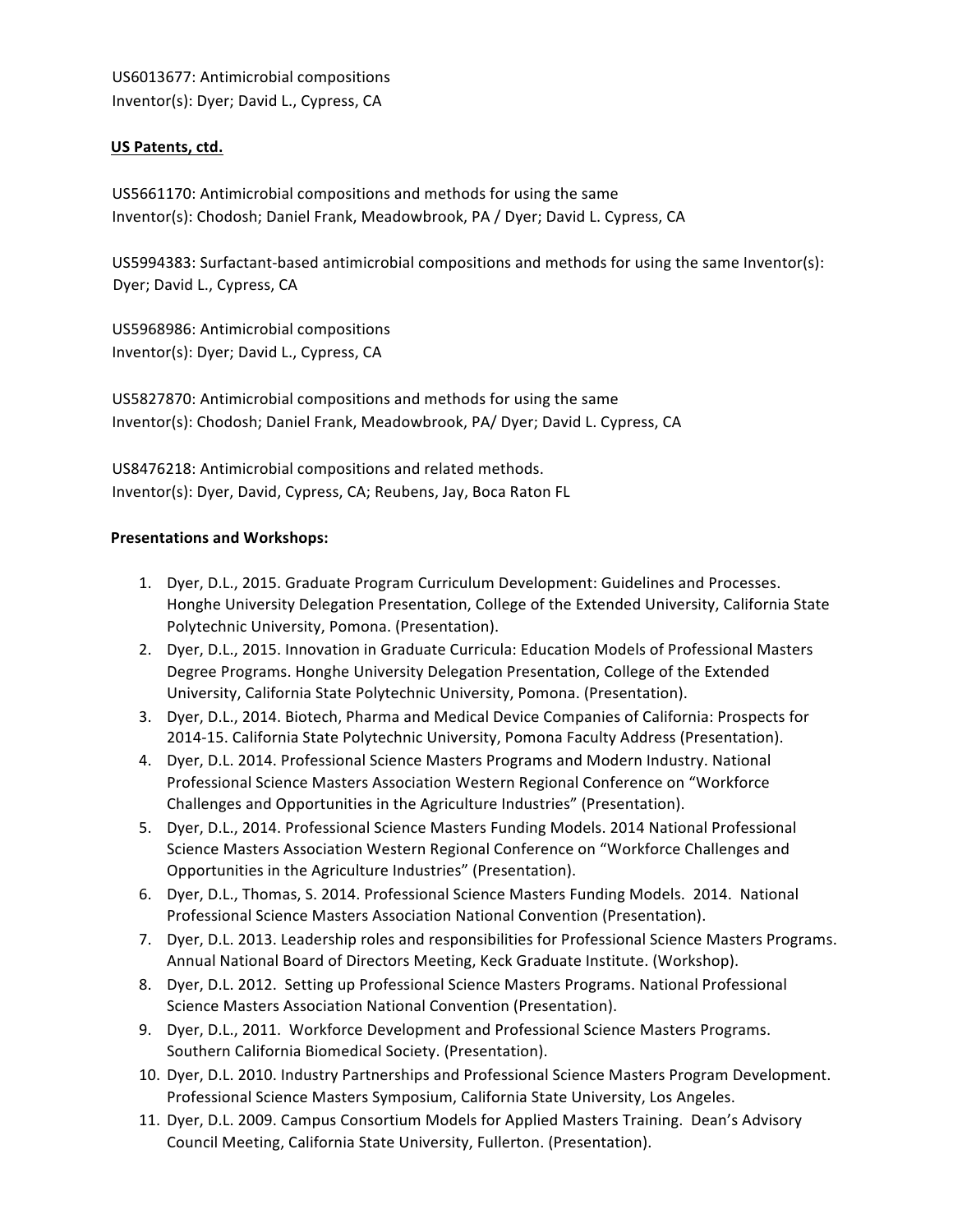US6013677: Antimicrobial compositions
Inventor(s): Dyer; David L., Cypress, CA

**US Patents, ctd.**

US5661170: Antimicrobial compositions and methods for using the same
Inventor(s): Chodosh; Daniel Frank, Meadowbrook, PA / Dyer; David L. Cypress, CA

US5994383: Surfactant-based antimicrobial compositions and methods for using the same Inventor(s): Dyer; David L., Cypress, CA

US5968986: Antimicrobial compositions
Inventor(s): Dyer; David L., Cypress, CA

US5827870: Antimicrobial compositions and methods for using the same
Inventor(s): Chodosh; Daniel Frank, Meadowbrook, PA/ Dyer; David L. Cypress, CA

US8476218: Antimicrobial compositions and related methods.
Inventor(s): Dyer, David, Cypress, CA; Reubens, Jay, Boca Raton FL

**Presentations and Workshops:**

1. Dyer, D.L., 2015. Graduate Program Curriculum Development: Guidelines and Processes. Honghe University Delegation Presentation, College of the Extended University, California State Polytechnic University, Pomona. (Presentation).
2. Dyer, D.L., 2015. Innovation in Graduate Curricula: Education Models of Professional Masters Degree Programs. Honghe University Delegation Presentation, College of the Extended University, California State Polytechnic University, Pomona. (Presentation).
3. Dyer, D.L., 2014. Biotech, Pharma and Medical Device Companies of California: Prospects for 2014-15. California State Polytechnic University, Pomona Faculty Address (Presentation).
4. Dyer, D.L. 2014. Professional Science Masters Programs and Modern Industry. National Professional Science Masters Association Western Regional Conference on "Workforce Challenges and Opportunities in the Agriculture Industries" (Presentation).
5. Dyer, D.L., 2014. Professional Science Masters Funding Models. 2014 National Professional Science Masters Association Western Regional Conference on "Workforce Challenges and Opportunities in the Agriculture Industries" (Presentation).
6. Dyer, D.L., Thomas, S. 2014. Professional Science Masters Funding Models. 2014. National Professional Science Masters Association National Convention (Presentation).
7. Dyer, D.L. 2013. Leadership roles and responsibilities for Professional Science Masters Programs. Annual National Board of Directors Meeting, Keck Graduate Institute. (Workshop).
8. Dyer, D.L. 2012. Setting up Professional Science Masters Programs. National Professional Science Masters Association National Convention (Presentation).
9. Dyer, D.L., 2011. Workforce Development and Professional Science Masters Programs. Southern California Biomedical Society. (Presentation).
10. Dyer, D.L. 2010. Industry Partnerships and Professional Science Masters Program Development. Professional Science Masters Symposium, California State University, Los Angeles.
11. Dyer, D.L. 2009. Campus Consortium Models for Applied Masters Training. Dean's Advisory Council Meeting, California State University, Fullerton. (Presentation).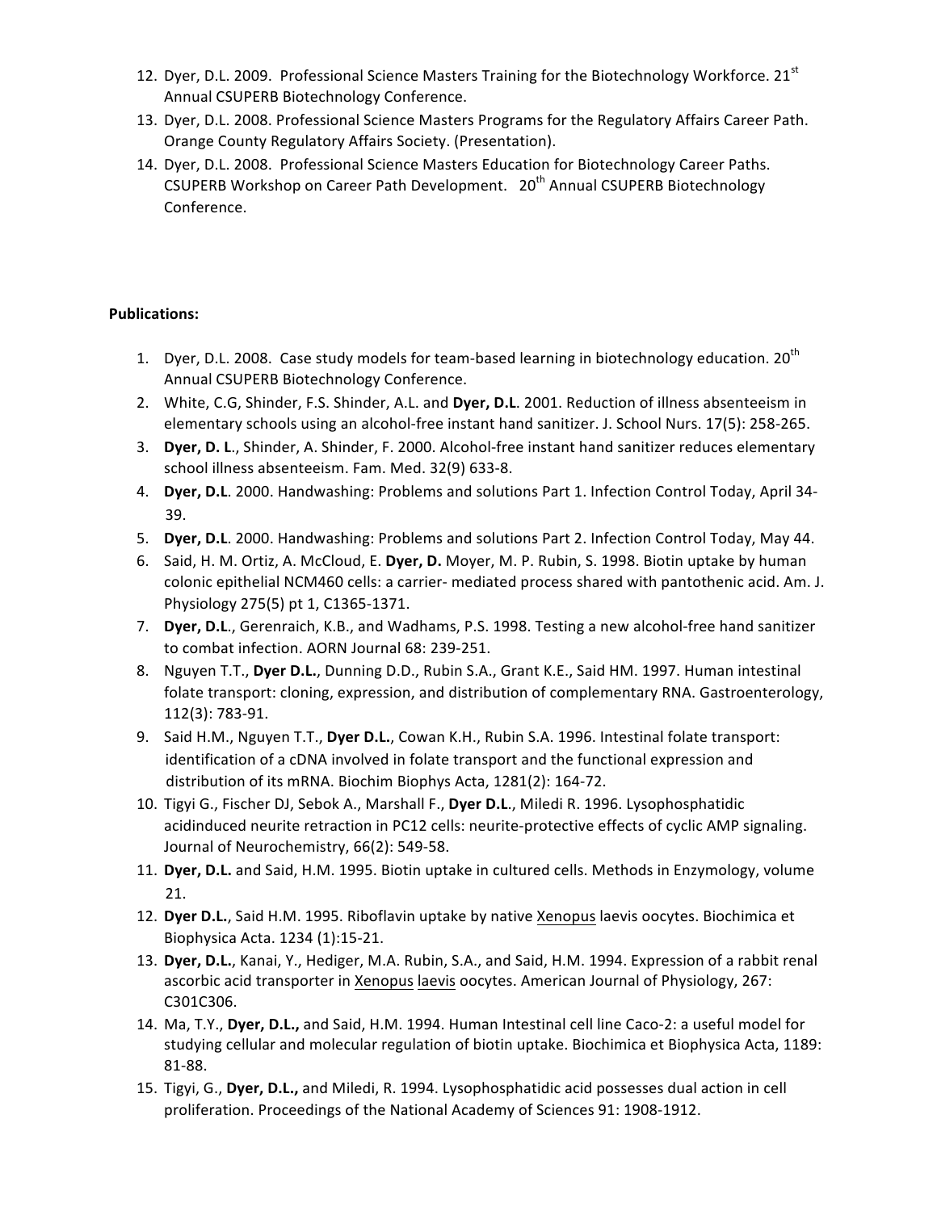12. Dyer, D.L. 2009. Professional Science Masters Training for the Biotechnology Workforce. 21st Annual CSUPERB Biotechnology Conference.
13. Dyer, D.L. 2008. Professional Science Masters Programs for the Regulatory Affairs Career Path. Orange County Regulatory Affairs Society. (Presentation).
14. Dyer, D.L. 2008. Professional Science Masters Education for Biotechnology Career Paths. CSUPERB Workshop on Career Path Development. 20th Annual CSUPERB Biotechnology Conference.

**Publications:**

1. Dyer, D.L. 2008. Case study models for team-based learning in biotechnology education. 20th Annual CSUPERB Biotechnology Conference.
2. White, C.G, Shinder, F.S. Shinder, A.L. and **Dyer, D.L**. 2001. Reduction of illness absenteeism in elementary schools using an alcohol-free instant hand sanitizer. J. School Nurs. 17(5): 258-265.
3. **Dyer, D. L**., Shinder, A. Shinder, F. 2000. Alcohol-free instant hand sanitizer reduces elementary school illness absenteeism. Fam. Med. 32(9) 633-8.
4. **Dyer, D.L**. 2000. Handwashing: Problems and solutions Part 1. Infection Control Today, April 34-39.
5. **Dyer, D.L**. 2000. Handwashing: Problems and solutions Part 2. Infection Control Today, May 44.
6. Said, H. M. Ortiz, A. McCloud, E. **Dyer, D.** Moyer, M. P. Rubin, S. 1998. Biotin uptake by human colonic epithelial NCM460 cells: a carrier- mediated process shared with pantothenic acid. Am. J. Physiology 275(5) pt 1, C1365-1371.
7. **Dyer, D.L**., Gerenraich, K.B., and Wadhams, P.S. 1998. Testing a new alcohol-free hand sanitizer to combat infection. AORN Journal 68: 239-251.
8. Nguyen T.T., **Dyer D.L.**, Dunning D.D., Rubin S.A., Grant K.E., Said HM. 1997. Human intestinal folate transport: cloning, expression, and distribution of complementary RNA. Gastroenterology, 112(3): 783-91.
9. Said H.M., Nguyen T.T., **Dyer D.L.**, Cowan K.H., Rubin S.A. 1996. Intestinal folate transport: identification of a cDNA involved in folate transport and the functional expression and distribution of its mRNA. Biochim Biophys Acta, 1281(2): 164-72.
10. Tigyi G., Fischer DJ, Sebok A., Marshall F., **Dyer D.L**., Miledi R. 1996. Lysophosphatidic acidinduced neurite retraction in PC12 cells: neurite-protective effects of cyclic AMP signaling. Journal of Neurochemistry, 66(2): 549-58.
11. **Dyer, D.L.** and Said, H.M. 1995. Biotin uptake in cultured cells. Methods in Enzymology, volume 21.
12. **Dyer D.L.**, Said H.M. 1995. Riboflavin uptake by native Xenopus laevis oocytes. Biochimica et Biophysica Acta. 1234 (1):15-21.
13. **Dyer, D.L.**, Kanai, Y., Hediger, M.A. Rubin, S.A., and Said, H.M. 1994. Expression of a rabbit renal ascorbic acid transporter in Xenopus laevis oocytes. American Journal of Physiology, 267: C301C306.
14. Ma, T.Y., **Dyer, D.L.,** and Said, H.M. 1994. Human Intestinal cell line Caco-2: a useful model for studying cellular and molecular regulation of biotin uptake. Biochimica et Biophysica Acta, 1189: 81-88.
15. Tigyi, G., **Dyer, D.L.,** and Miledi, R. 1994. Lysophosphatidic acid possesses dual action in cell proliferation. Proceedings of the National Academy of Sciences 91: 1908-1912.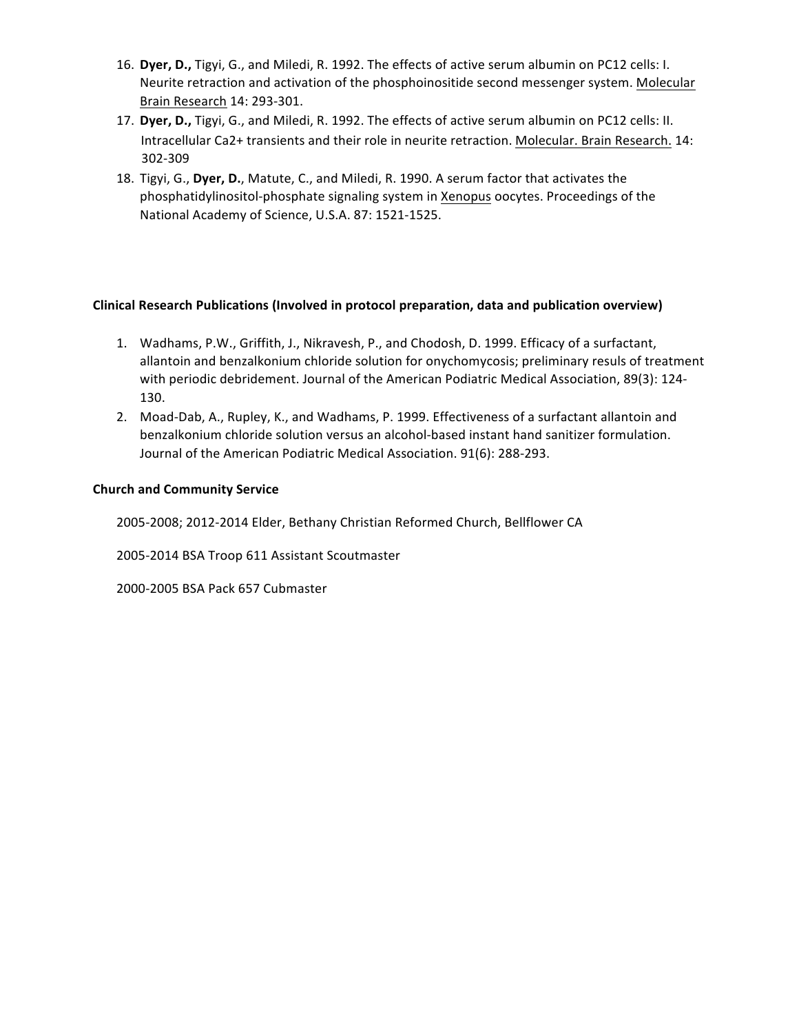16. **Dyer, D.,** Tigyi, G., and Miledi, R. 1992. The effects of active serum albumin on PC12 cells: I. Neurite retraction and activation of the phosphoinositide second messenger system. Molecular Brain Research 14: 293-301.
17. **Dyer, D.,** Tigyi, G., and Miledi, R. 1992. The effects of active serum albumin on PC12 cells: II. Intracellular Ca2+ transients and their role in neurite retraction. Molecular. Brain Research. 14: 302-309
18. Tigyi, G., **Dyer, D.**, Matute, C., and Miledi, R. 1990. A serum factor that activates the phosphatidylinositol-phosphate signaling system in Xenopus oocytes. Proceedings of the National Academy of Science, U.S.A. 87: 1521-1525.

**Clinical Research Publications (Involved in protocol preparation, data and publication overview)**

1. Wadhams, P.W., Griffith, J., Nikravesh, P., and Chodosh, D. 1999. Efficacy of a surfactant, allantoin and benzalkonium chloride solution for onychomycosis; preliminary resuls of treatment with periodic debridement. Journal of the American Podiatric Medical Association, 89(3): 124-130.
2. Moad-Dab, A., Rupley, K., and Wadhams, P. 1999. Effectiveness of a surfactant allantoin and benzalkonium chloride solution versus an alcohol-based instant hand sanitizer formulation. Journal of the American Podiatric Medical Association. 91(6): 288-293.

**Church and Community Service**

2005-2008; 2012-2014 Elder, Bethany Christian Reformed Church, Bellflower CA

2005-2014 BSA Troop 611 Assistant Scoutmaster

2000-2005 BSA Pack 657 Cubmaster